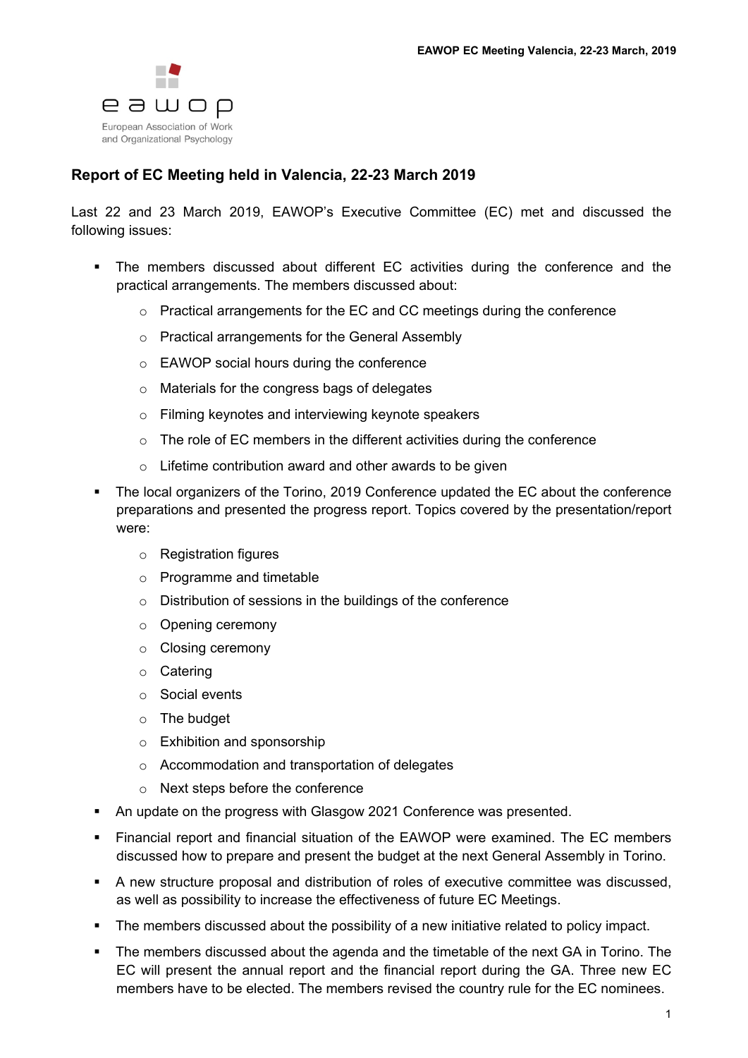eawop

European Association of Work and Organizational Psychology

## Report of EC Meeting held in Valencia, 22-23 March 2019

Last 22 and 23 March 2019, EAWOP's Executive Committee (EC) met and discussed the following issues:

- The members discussed about different EC activities during the conference and the practical arrangements. The members discussed about:
  - Practical arrangements for the EC and CC meetings during the conference
  - Practical arrangements for the General Assembly
  - EAWOP social hours during the conference
  - Materials for the congress bags of delegates
  - Filming keynotes and interviewing keynote speakers
  - The role of EC members in the different activities during the conference
  - Lifetime contribution award and other awards to be given
- The local organizers of the Torino, 2019 Conference updated the EC about the conference preparations and presented the progress report. Topics covered by the presentation/report were:
  - Registration figures
  - Programme and timetable
  - Distribution of sessions in the buildings of the conference
  - Opening ceremony
  - Closing ceremony
  - Catering
  - Social events
  - The budget
  - Exhibition and sponsorship
  - Accommodation and transportation of delegates
  - Next steps before the conference
- An update on the progress with Glasgow 2021 Conference was presented.
- Financial report and financial situation of the EAWOP were examined. The EC members discussed how to prepare and present the budget at the next General Assembly in Torino.
- A new structure proposal and distribution of roles of executive committee was discussed, as well as possibility to increase the effectiveness of future EC Meetings.
- The members discussed about the possibility of a new initiative related to policy impact.
- The members discussed about the agenda and the timetable of the next GA in Torino. The EC will present the annual report and the financial report during the GA. Three new EC members have to be elected. The members revised the country rule for the EC nominees.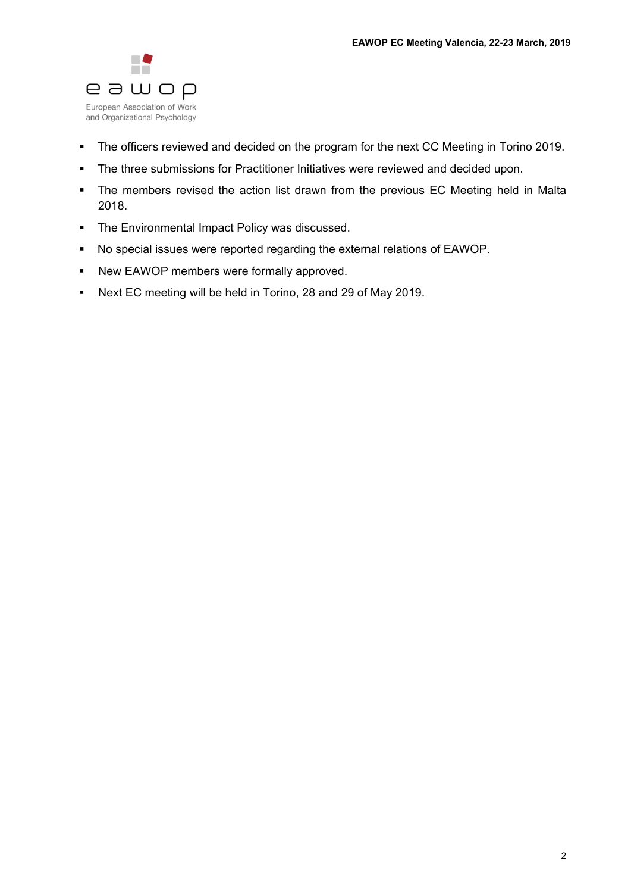- The officers reviewed and decided on the program for the next CC Meeting in Torino 2019.
- The three submissions for Practitioner Initiatives were reviewed and decided upon.
- The members revised the action list drawn from the previous EC Meeting held in Malta 2018.
- The Environmental Impact Policy was discussed.
- No special issues were reported regarding the external relations of EAWOP.
- New EAWOP members were formally approved.
- Next EC meeting will be held in Torino, 28 and 29 of May 2019.